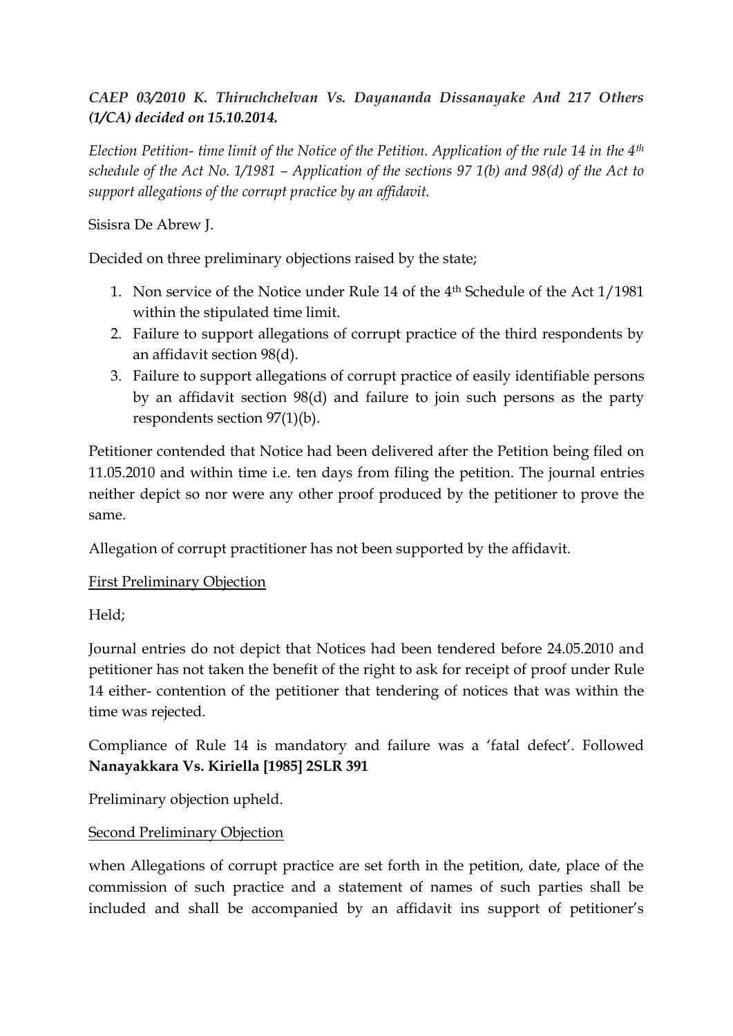***CAEP 03/2010 K. Thiruchchelvan Vs. Dayananda Dissanayake And 217 Others (1/CA) decided on 15.10.2014.***

*Election Petition- time limit of the Notice of the Petition. Application of the rule 14 in the 4th schedule of the Act No. 1/1981 – Application of the sections 97 1(b) and 98(d) of the Act to support allegations of the corrupt practice by an affidavit.*

Sisisra De Abrew J.

Decided on three preliminary objections raised by the state;

1. Non service of the Notice under Rule 14 of the 4th Schedule of the Act 1/1981 within the stipulated time limit.
2. Failure to support allegations of corrupt practice of the third respondents by an affidavit section 98(d).
3. Failure to support allegations of corrupt practice of easily identifiable persons by an affidavit section 98(d) and failure to join such persons as the party respondents section 97(1)(b).

Petitioner contended that Notice had been delivered after the Petition being filed on 11.05.2010 and within time i.e. ten days from filing the petition. The journal entries neither depict so nor were any other proof produced by the petitioner to prove the same.

Allegation of corrupt practitioner has not been supported by the affidavit.

<u>First Preliminary Objection</u>

Held;

Journal entries do not depict that Notices had been tendered before 24.05.2010 and petitioner has not taken the benefit of the right to ask for receipt of proof under Rule 14 either- contention of the petitioner that tendering of notices that was within the time was rejected.

Compliance of Rule 14 is mandatory and failure was a 'fatal defect'. Followed **Nanayakkara Vs. Kiriella [1985] 2SLR 391**

Preliminary objection upheld.

<u>Second Preliminary Objection</u>

when Allegations of corrupt practice are set forth in the petition, date, place of the commission of such practice and a statement of names of such parties shall be included and shall be accompanied by an affidavit ins support of petitioner's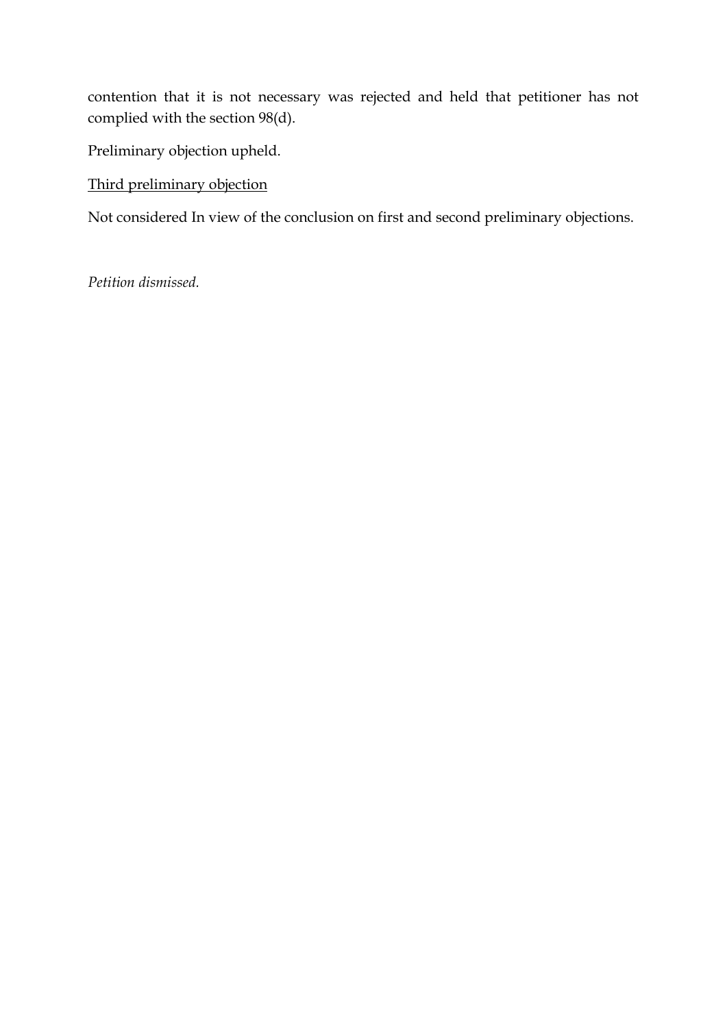contention that it is not necessary was rejected and held that petitioner has not complied with the section 98(d).

Preliminary objection upheld.

<u>Third preliminary objection</u>

Not considered In view of the conclusion on first and second preliminary objections.

*Petition dismissed.*